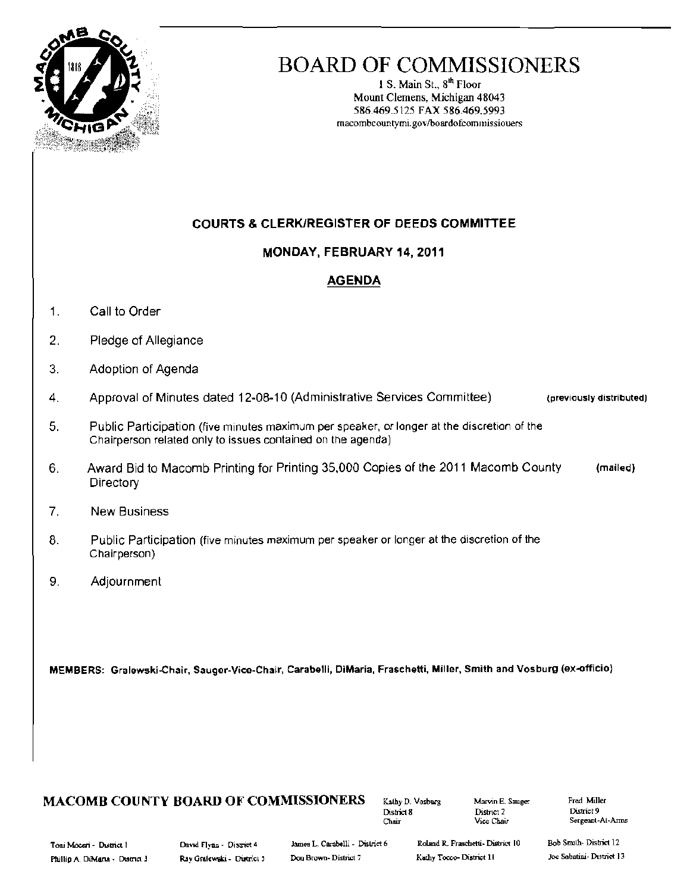# BOARD OF COMMISSIONERS

1 S. Main St., 8th Floor
Mount Clemens, Michigan 48043
586.469.5125 FAX 586.469.5993
macombcountymi.gov/boardofcommissioners

## COURTS & CLERK/REGISTER OF DEEDS COMMITTEE

### MONDAY, FEBRUARY 14, 2011

### AGENDA

1. Call to Order
2. Pledge of Allegiance
3. Adoption of Agenda
4. Approval of Minutes dated 12-08-10 (Administrative Services Committee) (previously distributed)
5. Public Participation (five minutes maximum per speaker, or longer at the discretion of the Chairperson related only to issues contained on the agenda)
6. Award Bid to Macomb Printing for Printing 35,000 Copies of the 2011 Macomb County Directory (mailed)
7. New Business
8. Public Participation (five minutes maximum per speaker or longer at the discretion of the Chairperson)
9. Adjournment

**MEMBERS: Gralewski-Chair, Sauger-Vice-Chair, Carabelli, DiMaria, Fraschetti, Miller, Smith and Vosburg (ex-officio)**

**MACOMB COUNTY BOARD OF COMMISSIONERS**

Kathy D. Vosburg, District 8, Chair
Marvin E. Sauger, District 2, Vice Chair
Fred Miller, District 9, Sergeant-At-Arms

Toni Moceri - District 1
Phillip A. DiMaria - District 3
David Flynn - District 4
Ray Gralewski - District 5
James L. Carabelli - District 6
Don Brown - District 7
Roland R. Fraschetti - District 10
Kathy Tocco - District 11
Bob Smith - District 12
Joe Sabatini - District 13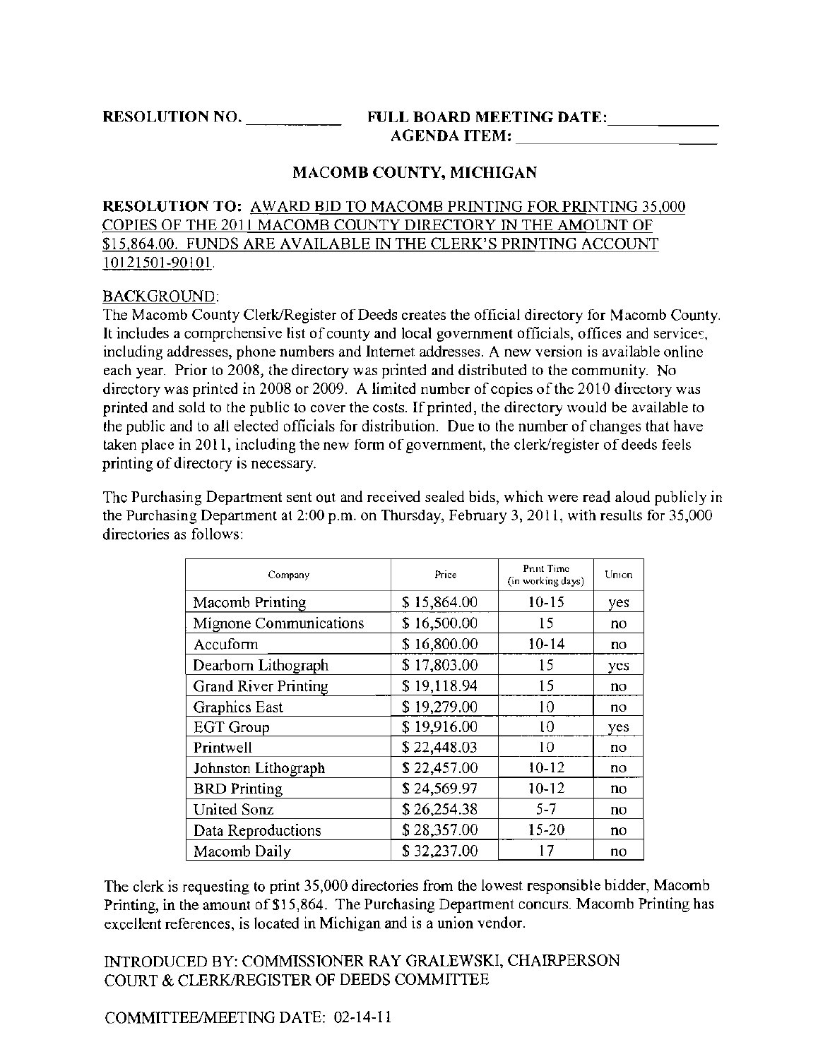**RESOLUTION NO. \_\_\_\_\_\_\_\_\_\_ FULL BOARD MEETING DATE: \_\_\_\_\_\_\_\_\_\_**
**AGENDA ITEM: \_\_\_\_\_\_\_\_\_\_\_\_\_\_\_\_\_\_\_\_**

## MACOMB COUNTY, MICHIGAN

**RESOLUTION TO:** AWARD BID TO MACOMB PRINTING FOR PRINTING 35,000 COPIES OF THE 2011 MACOMB COUNTY DIRECTORY IN THE AMOUNT OF $15,864.00. FUNDS ARE AVAILABLE IN THE CLERK'S PRINTING ACCOUNT 10121501-90101.

BACKGROUND:

The Macomb County Clerk/Register of Deeds creates the official directory for Macomb County. It includes a comprehensive list of county and local government officials, offices and services, including addresses, phone numbers and Internet addresses. A new version is available online each year. Prior to 2008, the directory was printed and distributed to the community. No directory was printed in 2008 or 2009. A limited number of copies of the 2010 directory was printed and sold to the public to cover the costs. If printed, the directory would be available to the public and to all elected officials for distribution. Due to the number of changes that have taken place in 2011, including the new form of government, the clerk/register of deeds feels printing of directory is necessary.

The Purchasing Department sent out and received sealed bids, which were read aloud publicly in the Purchasing Department at 2:00 p.m. on Thursday, February 3, 2011, with results for 35,000 directories as follows:

| Company | Price | Print Time (in working days) | Union |
|---|---|---|---|
| Macomb Printing | $ 15,864.00 | 10-15 | yes |
| Mignone Communications | $ 16,500.00 | 15 | no |
| Accuform | $ 16,800.00 | 10-14 | no |
| Dearborn Lithograph | $ 17,803.00 | 15 | yes |
| Grand River Printing | $ 19,118.94 | 15 | no |
| Graphics East | $ 19,279.00 | 10 | no |
| EGT Group | $ 19,916.00 | 10 | yes |
| Printwell | $ 22,448.03 | 10 | no |
| Johnston Lithograph | $ 22,457.00 | 10-12 | no |
| BRD Printing | $ 24,569.97 | 10-12 | no |
| United Sonz | $ 26,254.38 | 5-7 | no |
| Data Reproductions | $ 28,357.00 | 15-20 | no |
| Macomb Daily | $ 32,237.00 | 17 | no |

The clerk is requesting to print 35,000 directories from the lowest responsible bidder, Macomb Printing, in the amount of $15,864. The Purchasing Department concurs. Macomb Printing has excellent references, is located in Michigan and is a union vendor.

INTRODUCED BY: COMMISSIONER RAY GRALEWSKI, CHAIRPERSON
COURT & CLERK/REGISTER OF DEEDS COMMITTEE

COMMITTEE/MEETING DATE: 02-14-11